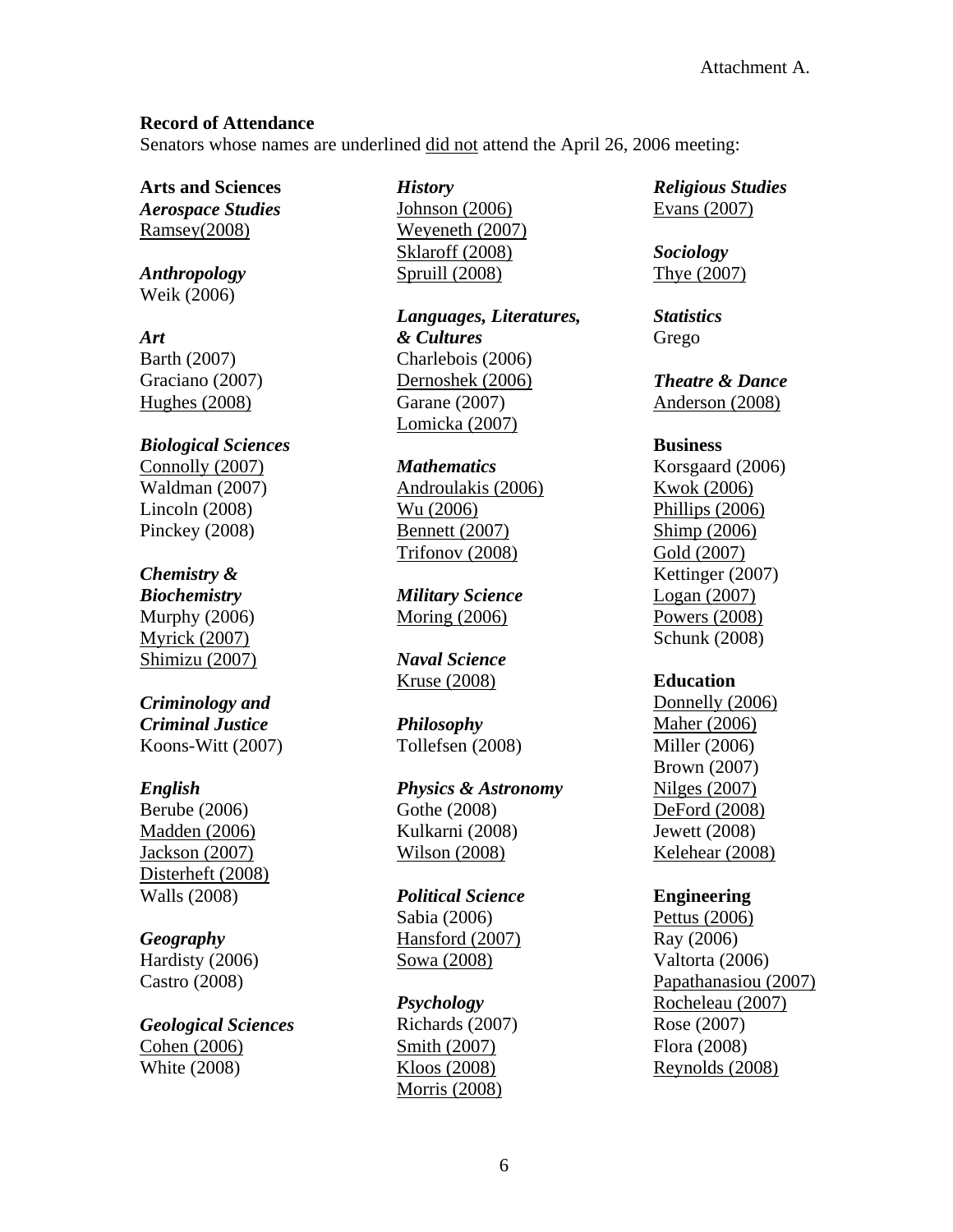Attachment A.

**Record of Attendance**

Senators whose names are underlined <u>did not</u> attend the April 26, 2006 meeting:

**Arts and Sciences**

***Aerospace Studies***
<u>Ramsey(2008)</u>

***Anthropology***
Weik (2006)

***Art***
Barth (2007)
Graciano (2007)
<u>Hughes (2008)</u>

***Biological Sciences***
<u>Connolly (2007)</u>
Waldman (2007)
Lincoln (2008)
Pinckey (2008)

***Chemistry & Biochemistry***
Murphy (2006)
<u>Myrick (2007)</u>
<u>Shimizu (2007)</u>

***Criminology and Criminal Justice***
Koons-Witt (2007)

***English***
Berube (2006)
<u>Madden (2006)</u>
<u>Jackson (2007)</u>
<u>Disterheft (2008)</u>
Walls (2008)

***Geography***
Hardisty (2006)
Castro (2008)

***Geological Sciences***
<u>Cohen (2006)</u>
White (2008)

***History***
<u>Johnson (2006)</u>
<u>Weyeneth (2007)</u>
<u>Sklaroff (2008)</u>
<u>Spruill (2008)</u>

***Languages, Literatures, & Cultures***
Charlebois (2006)
<u>Dernoshek (2006)</u>
Garane (2007)
<u>Lomicka (2007)</u>

***Mathematics***
<u>Androulakis (2006)</u>
<u>Wu (2006)</u>
<u>Bennett (2007)</u>
<u>Trifonov (2008)</u>

***Military Science***
<u>Moring (2006)</u>

***Naval Science***
<u>Kruse (2008)</u>

***Philosophy***
Tollefsen (2008)

***Physics & Astronomy***
Gothe (2008)
Kulkarni (2008)
<u>Wilson (2008)</u>

***Political Science***
Sabia (2006)
<u>Hansford (2007)</u>
<u>Sowa (2008)</u>

***Psychology***
Richards (2007)
<u>Smith (2007)</u>
<u>Kloos (2008)</u>
<u>Morris (2008)</u>

***Religious Studies***
<u>Evans (2007)</u>

***Sociology***
<u>Thye (2007)</u>

***Statistics***
Grego

***Theatre & Dance***
<u>Anderson (2008)</u>

**Business**
Korsgaard (2006)
<u>Kwok (2006)</u>
<u>Phillips (2006)</u>
<u>Shimp (2006)</u>
<u>Gold (2007)</u>
Kettinger (2007)
<u>Logan (2007)</u>
<u>Powers (2008)</u>
Schunk (2008)

**Education**
<u>Donnelly (2006)</u>
<u>Maher (2006)</u>
Miller (2006)
Brown (2007)
<u>Nilges (2007)</u>
<u>DeFord (2008)</u>
Jewett (2008)
<u>Kelehear (2008)</u>

**Engineering**
<u>Pettus (2006)</u>
Ray (2006)
Valtorta (2006)
<u>Papathanasiou (2007)</u>
<u>Rocheleau (2007)</u>
Rose (2007)
Flora (2008)
<u>Reynolds (2008)</u>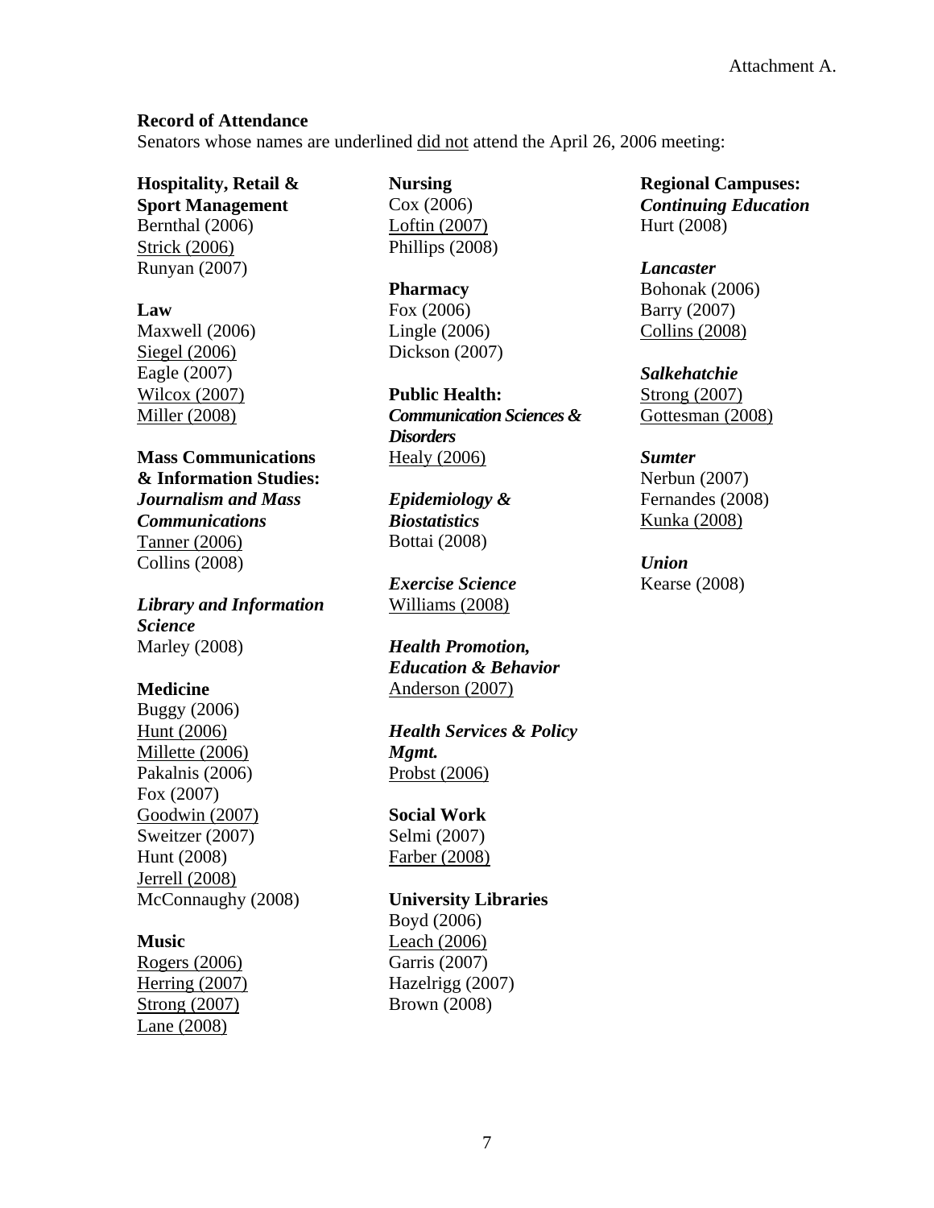Attachment A.

**Record of Attendance**

Senators whose names are underlined <u>did not</u> attend the April 26, 2006 meeting:

**Hospitality, Retail & Sport Management**
Bernthal (2006)
<u>Strick (2006)</u>
Runyan (2007)

**Law**
Maxwell (2006)
<u>Siegel (2006)</u>
Eagle (2007)
<u>Wilcox (2007)</u>
<u>Miller (2008)</u>

**Mass Communications & Information Studies:**
***Journalism and Mass Communications***
<u>Tanner (2006)</u>
Collins (2008)

***Library and Information Science***
Marley (2008)

**Medicine**
Buggy (2006)
<u>Hunt (2006)</u>
<u>Millette (2006)</u>
Pakalnis (2006)
Fox (2007)
<u>Goodwin (2007)</u>
Sweitzer (2007)
Hunt (2008)
<u>Jerrell (2008)</u>
McConnaughy (2008)

**Music**
<u>Rogers (2006)</u>
<u>Herring (2007)</u>
<u>Strong (2007)</u>
<u>Lane (2008)</u>

**Nursing**
Cox (2006)
<u>Loftin (2007)</u>
Phillips (2008)

**Pharmacy**
Fox (2006)
Lingle (2006)
Dickson (2007)

**Public Health:**
***Communication Sciences & Disorders***
<u>Healy (2006)</u>

***Epidemiology & Biostatistics***
Bottai (2008)

***Exercise Science***
<u>Williams (2008)</u>

***Health Promotion, Education & Behavior***
<u>Anderson (2007)</u>

***Health Services & Policy Mgmt.***
<u>Probst (2006)</u>

**Social Work**
Selmi (2007)
<u>Farber (2008)</u>

**University Libraries**
Boyd (2006)
<u>Leach (2006)</u>
Garris (2007)
Hazelrigg (2007)
Brown (2008)

**Regional Campuses:**
***Continuing Education***
Hurt (2008)

***Lancaster***
Bohonak (2006)
Barry (2007)
<u>Collins (2008)</u>

***Salkehatchie***
<u>Strong (2007)</u>
<u>Gottesman (2008)</u>

***Sumter***
Nerbun (2007)
Fernandes (2008)
<u>Kunka (2008)</u>

***Union***
Kearse (2008)